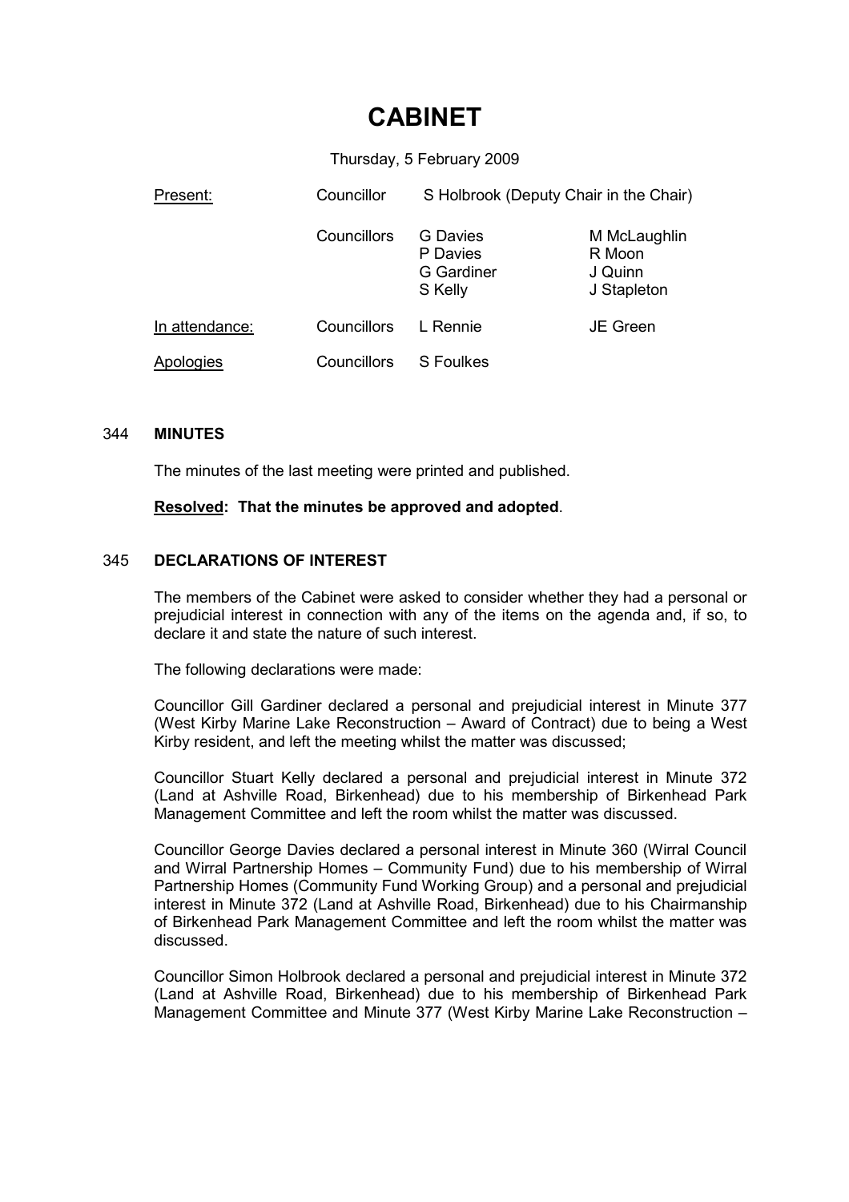# CABINET

Thursday, 5 February 2009

| Present: | Councillor | S Holbrook (Deputy Chair in the Chair) | |
|---|---|---|---|
| | Councillors | G Davies<br>P Davies<br>G Gardiner<br>S Kelly | M McLaughlin<br>R Moon<br>J Quinn<br>J Stapleton |
| In attendance: | Councillors | L Rennie | JE Green |
| Apologies | Councillors | S Foulkes | |

## 344 MINUTES

The minutes of the last meeting were printed and published.

**Resolved: That the minutes be approved and adopted**.

## 345 DECLARATIONS OF INTEREST

The members of the Cabinet were asked to consider whether they had a personal or prejudicial interest in connection with any of the items on the agenda and, if so, to declare it and state the nature of such interest.

The following declarations were made:

Councillor Gill Gardiner declared a personal and prejudicial interest in Minute 377 (West Kirby Marine Lake Reconstruction – Award of Contract) due to being a West Kirby resident, and left the meeting whilst the matter was discussed;

Councillor Stuart Kelly declared a personal and prejudicial interest in Minute 372 (Land at Ashville Road, Birkenhead) due to his membership of Birkenhead Park Management Committee and left the room whilst the matter was discussed.

Councillor George Davies declared a personal interest in Minute 360 (Wirral Council and Wirral Partnership Homes – Community Fund) due to his membership of Wirral Partnership Homes (Community Fund Working Group) and a personal and prejudicial interest in Minute 372 (Land at Ashville Road, Birkenhead) due to his Chairmanship of Birkenhead Park Management Committee and left the room whilst the matter was discussed.

Councillor Simon Holbrook declared a personal and prejudicial interest in Minute 372 (Land at Ashville Road, Birkenhead) due to his membership of Birkenhead Park Management Committee and Minute 377 (West Kirby Marine Lake Reconstruction –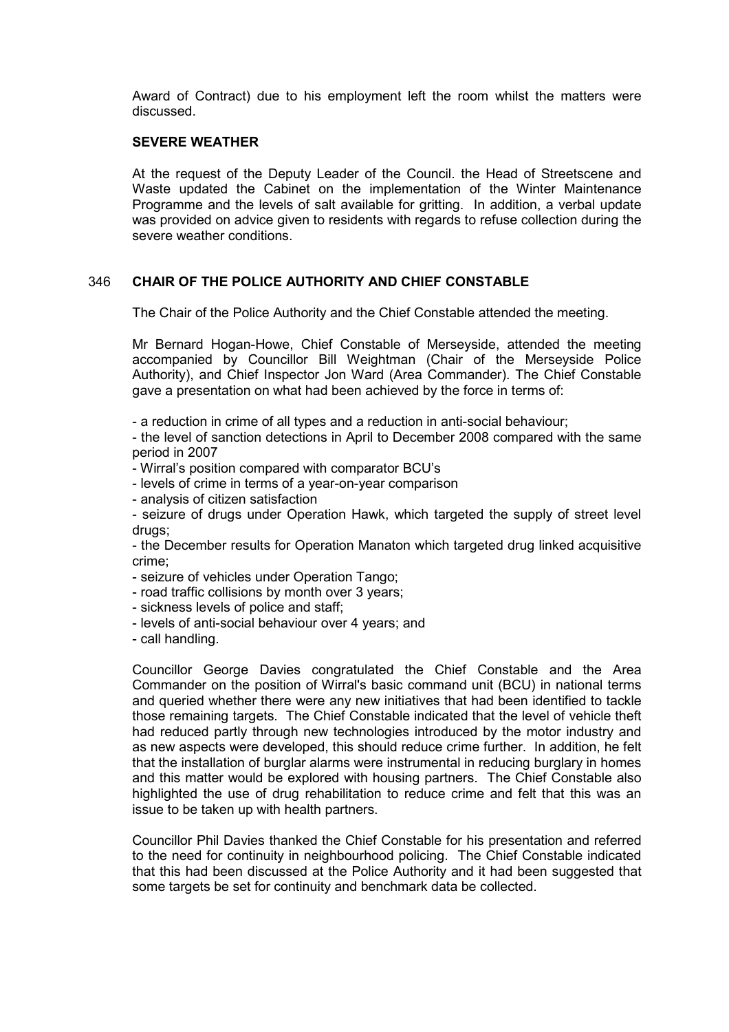Award of Contract) due to his employment left the room whilst the matters were discussed.

**SEVERE WEATHER**

At the request of the Deputy Leader of the Council. the Head of Streetscene and Waste updated the Cabinet on the implementation of the Winter Maintenance Programme and the levels of salt available for gritting. In addition, a verbal update was provided on advice given to residents with regards to refuse collection during the severe weather conditions.

## 346 CHAIR OF THE POLICE AUTHORITY AND CHIEF CONSTABLE

The Chair of the Police Authority and the Chief Constable attended the meeting.

Mr Bernard Hogan-Howe, Chief Constable of Merseyside, attended the meeting accompanied by Councillor Bill Weightman (Chair of the Merseyside Police Authority), and Chief Inspector Jon Ward (Area Commander). The Chief Constable gave a presentation on what had been achieved by the force in terms of:

- a reduction in crime of all types and a reduction in anti-social behaviour;
- the level of sanction detections in April to December 2008 compared with the same period in 2007
- Wirral's position compared with comparator BCU's
- levels of crime in terms of a year-on-year comparison
- analysis of citizen satisfaction
- seizure of drugs under Operation Hawk, which targeted the supply of street level drugs;
- the December results for Operation Manaton which targeted drug linked acquisitive crime;
- seizure of vehicles under Operation Tango;
- road traffic collisions by month over 3 years;
- sickness levels of police and staff;
- levels of anti-social behaviour over 4 years; and
- call handling.

Councillor George Davies congratulated the Chief Constable and the Area Commander on the position of Wirral's basic command unit (BCU) in national terms and queried whether there were any new initiatives that had been identified to tackle those remaining targets. The Chief Constable indicated that the level of vehicle theft had reduced partly through new technologies introduced by the motor industry and as new aspects were developed, this should reduce crime further. In addition, he felt that the installation of burglar alarms were instrumental in reducing burglary in homes and this matter would be explored with housing partners. The Chief Constable also highlighted the use of drug rehabilitation to reduce crime and felt that this was an issue to be taken up with health partners.

Councillor Phil Davies thanked the Chief Constable for his presentation and referred to the need for continuity in neighbourhood policing. The Chief Constable indicated that this had been discussed at the Police Authority and it had been suggested that some targets be set for continuity and benchmark data be collected.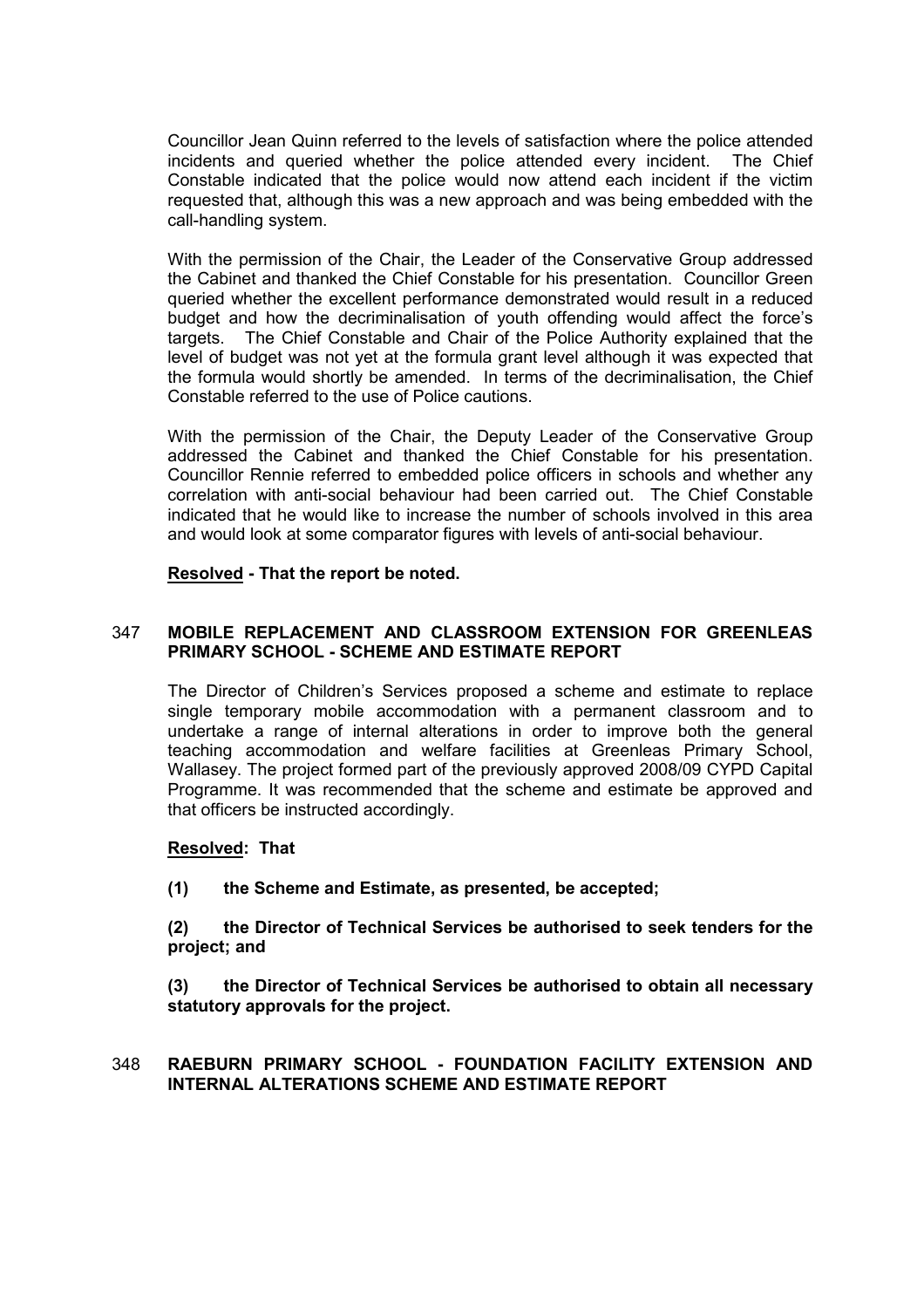Councillor Jean Quinn referred to the levels of satisfaction where the police attended incidents and queried whether the police attended every incident. The Chief Constable indicated that the police would now attend each incident if the victim requested that, although this was a new approach and was being embedded with the call-handling system.

With the permission of the Chair, the Leader of the Conservative Group addressed the Cabinet and thanked the Chief Constable for his presentation. Councillor Green queried whether the excellent performance demonstrated would result in a reduced budget and how the decriminalisation of youth offending would affect the force's targets. The Chief Constable and Chair of the Police Authority explained that the level of budget was not yet at the formula grant level although it was expected that the formula would shortly be amended. In terms of the decriminalisation, the Chief Constable referred to the use of Police cautions.

With the permission of the Chair, the Deputy Leader of the Conservative Group addressed the Cabinet and thanked the Chief Constable for his presentation. Councillor Rennie referred to embedded police officers in schools and whether any correlation with anti-social behaviour had been carried out. The Chief Constable indicated that he would like to increase the number of schools involved in this area and would look at some comparator figures with levels of anti-social behaviour.

**Resolved - That the report be noted.**

## 347 MOBILE REPLACEMENT AND CLASSROOM EXTENSION FOR GREENLEAS PRIMARY SCHOOL - SCHEME AND ESTIMATE REPORT

The Director of Children's Services proposed a scheme and estimate to replace single temporary mobile accommodation with a permanent classroom and to undertake a range of internal alterations in order to improve both the general teaching accommodation and welfare facilities at Greenleas Primary School, Wallasey. The project formed part of the previously approved 2008/09 CYPD Capital Programme. It was recommended that the scheme and estimate be approved and that officers be instructed accordingly.

**Resolved: That**

**(1) the Scheme and Estimate, as presented, be accepted;**

**(2) the Director of Technical Services be authorised to seek tenders for the project; and**

**(3) the Director of Technical Services be authorised to obtain all necessary statutory approvals for the project.**

## 348 RAEBURN PRIMARY SCHOOL - FOUNDATION FACILITY EXTENSION AND INTERNAL ALTERATIONS SCHEME AND ESTIMATE REPORT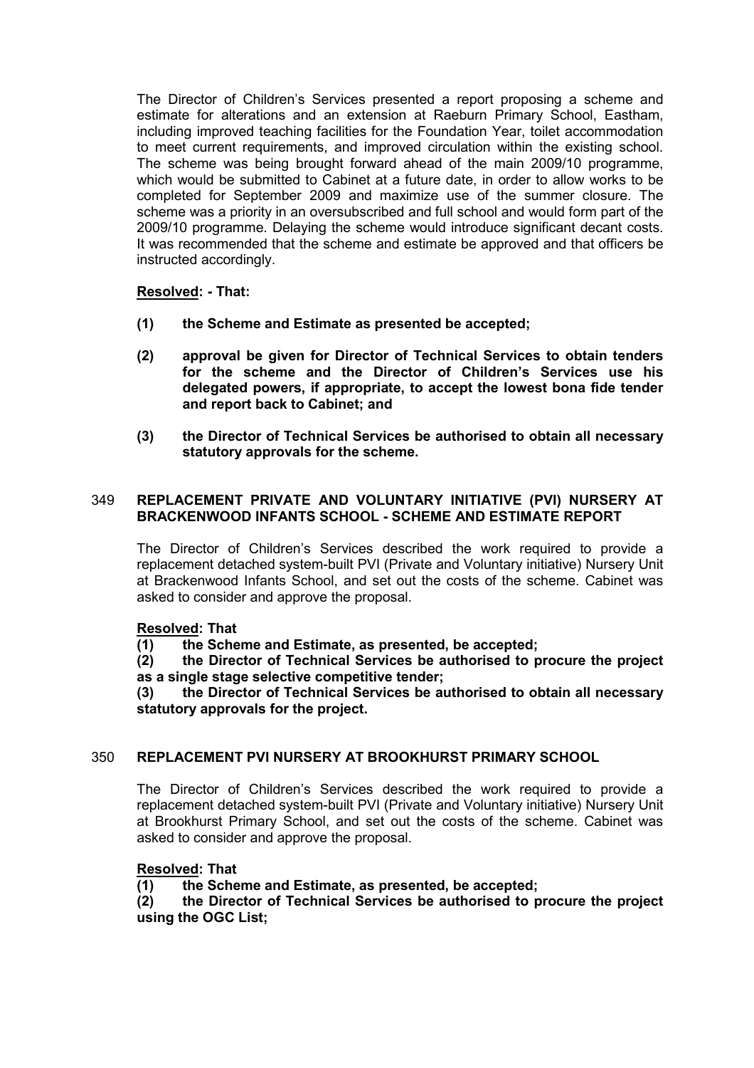The Director of Children's Services presented a report proposing a scheme and estimate for alterations and an extension at Raeburn Primary School, Eastham, including improved teaching facilities for the Foundation Year, toilet accommodation to meet current requirements, and improved circulation within the existing school. The scheme was being brought forward ahead of the main 2009/10 programme, which would be submitted to Cabinet at a future date, in order to allow works to be completed for September 2009 and maximize use of the summer closure. The scheme was a priority in an oversubscribed and full school and would form part of the 2009/10 programme. Delaying the scheme would introduce significant decant costs. It was recommended that the scheme and estimate be approved and that officers be instructed accordingly.

**Resolved: - That:**

**(1) the Scheme and Estimate as presented be accepted;**

**(2) approval be given for Director of Technical Services to obtain tenders for the scheme and the Director of Children's Services use his delegated powers, if appropriate, to accept the lowest bona fide tender and report back to Cabinet; and**

**(3) the Director of Technical Services be authorised to obtain all necessary statutory approvals for the scheme.**

## 349 REPLACEMENT PRIVATE AND VOLUNTARY INITIATIVE (PVI) NURSERY AT BRACKENWOOD INFANTS SCHOOL - SCHEME AND ESTIMATE REPORT

The Director of Children's Services described the work required to provide a replacement detached system-built PVI (Private and Voluntary initiative) Nursery Unit at Brackenwood Infants School, and set out the costs of the scheme. Cabinet was asked to consider and approve the proposal.

**Resolved: That**

**(1) the Scheme and Estimate, as presented, be accepted;**

**(2) the Director of Technical Services be authorised to procure the project as a single stage selective competitive tender;**

**(3) the Director of Technical Services be authorised to obtain all necessary statutory approvals for the project.**

## 350 REPLACEMENT PVI NURSERY AT BROOKHURST PRIMARY SCHOOL

The Director of Children's Services described the work required to provide a replacement detached system-built PVI (Private and Voluntary initiative) Nursery Unit at Brookhurst Primary School, and set out the costs of the scheme. Cabinet was asked to consider and approve the proposal.

**Resolved: That**

**(1) the Scheme and Estimate, as presented, be accepted;**

**(2) the Director of Technical Services be authorised to procure the project using the OGC List;**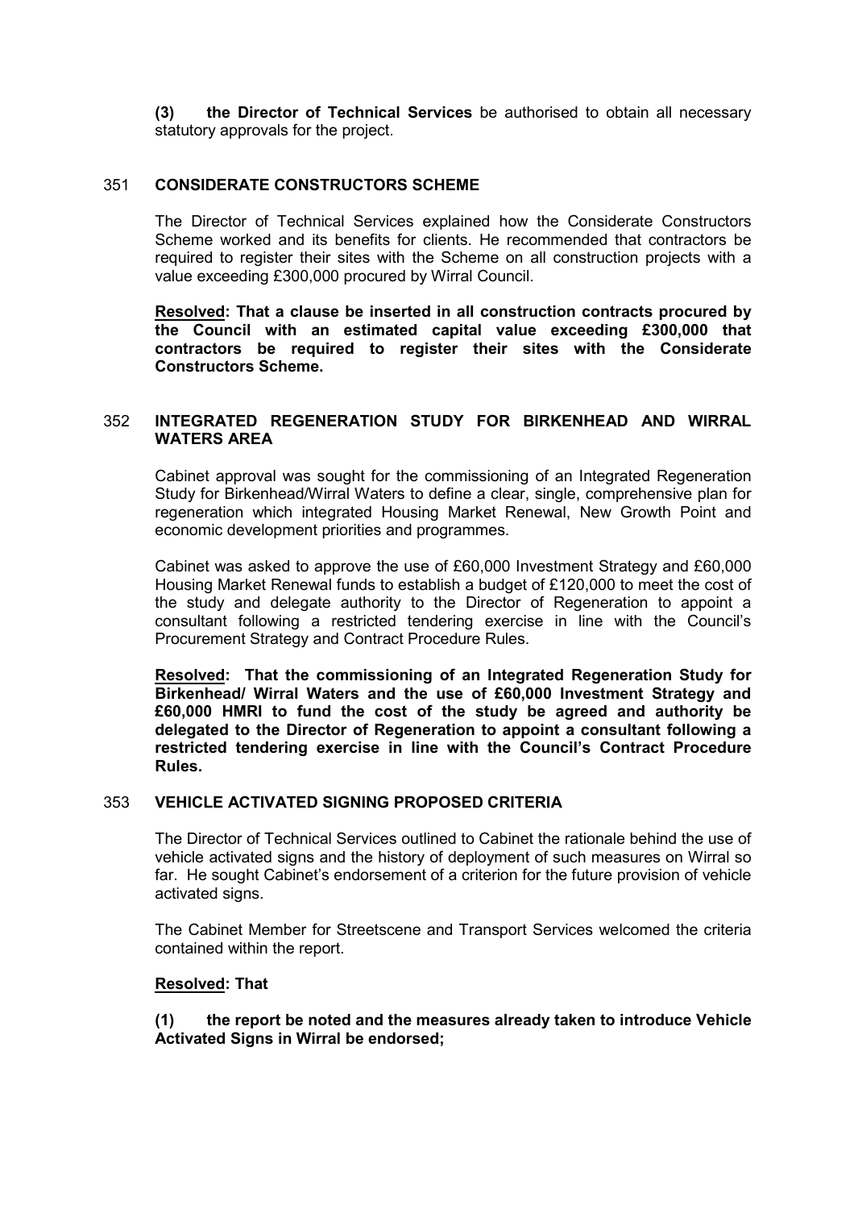**(3) the Director of Technical Services** be authorised to obtain all necessary statutory approvals for the project.

## 351 CONSIDERATE CONSTRUCTORS SCHEME

The Director of Technical Services explained how the Considerate Constructors Scheme worked and its benefits for clients. He recommended that contractors be required to register their sites with the Scheme on all construction projects with a value exceeding £300,000 procured by Wirral Council.

**Resolved: That a clause be inserted in all construction contracts procured by the Council with an estimated capital value exceeding £300,000 that contractors be required to register their sites with the Considerate Constructors Scheme.**

## 352 INTEGRATED REGENERATION STUDY FOR BIRKENHEAD AND WIRRAL WATERS AREA

Cabinet approval was sought for the commissioning of an Integrated Regeneration Study for Birkenhead/Wirral Waters to define a clear, single, comprehensive plan for regeneration which integrated Housing Market Renewal, New Growth Point and economic development priorities and programmes.

Cabinet was asked to approve the use of £60,000 Investment Strategy and £60,000 Housing Market Renewal funds to establish a budget of £120,000 to meet the cost of the study and delegate authority to the Director of Regeneration to appoint a consultant following a restricted tendering exercise in line with the Council's Procurement Strategy and Contract Procedure Rules.

**Resolved: That the commissioning of an Integrated Regeneration Study for Birkenhead/ Wirral Waters and the use of £60,000 Investment Strategy and £60,000 HMRI to fund the cost of the study be agreed and authority be delegated to the Director of Regeneration to appoint a consultant following a restricted tendering exercise in line with the Council's Contract Procedure Rules.**

## 353 VEHICLE ACTIVATED SIGNING PROPOSED CRITERIA

The Director of Technical Services outlined to Cabinet the rationale behind the use of vehicle activated signs and the history of deployment of such measures on Wirral so far. He sought Cabinet's endorsement of a criterion for the future provision of vehicle activated signs.

The Cabinet Member for Streetscene and Transport Services welcomed the criteria contained within the report.

**Resolved: That**

**(1) the report be noted and the measures already taken to introduce Vehicle Activated Signs in Wirral be endorsed;**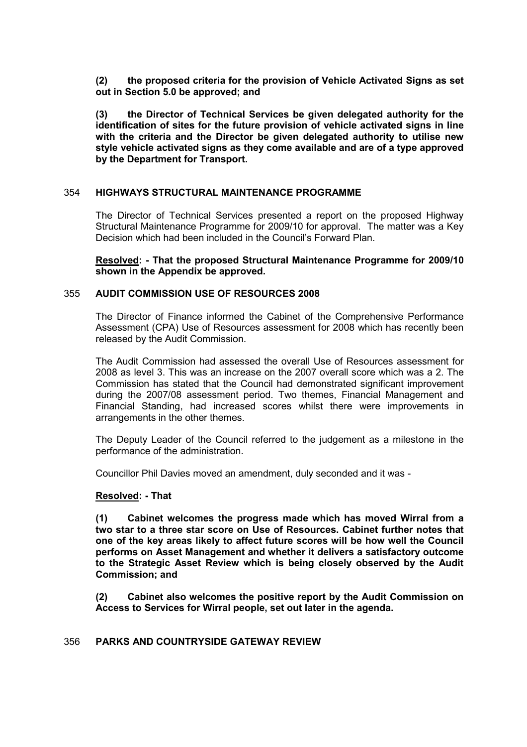**(2) the proposed criteria for the provision of Vehicle Activated Signs as set out in Section 5.0 be approved; and**

**(3) the Director of Technical Services be given delegated authority for the identification of sites for the future provision of vehicle activated signs in line with the criteria and the Director be given delegated authority to utilise new style vehicle activated signs as they come available and are of a type approved by the Department for Transport.**

## 354 HIGHWAYS STRUCTURAL MAINTENANCE PROGRAMME

The Director of Technical Services presented a report on the proposed Highway Structural Maintenance Programme for 2009/10 for approval. The matter was a Key Decision which had been included in the Council's Forward Plan.

**Resolved: - That the proposed Structural Maintenance Programme for 2009/10 shown in the Appendix be approved.**

## 355 AUDIT COMMISSION USE OF RESOURCES 2008

The Director of Finance informed the Cabinet of the Comprehensive Performance Assessment (CPA) Use of Resources assessment for 2008 which has recently been released by the Audit Commission.

The Audit Commission had assessed the overall Use of Resources assessment for 2008 as level 3. This was an increase on the 2007 overall score which was a 2. The Commission has stated that the Council had demonstrated significant improvement during the 2007/08 assessment period. Two themes, Financial Management and Financial Standing, had increased scores whilst there were improvements in arrangements in the other themes.

The Deputy Leader of the Council referred to the judgement as a milestone in the performance of the administration.

Councillor Phil Davies moved an amendment, duly seconded and it was -

**Resolved: - That**

**(1) Cabinet welcomes the progress made which has moved Wirral from a two star to a three star score on Use of Resources. Cabinet further notes that one of the key areas likely to affect future scores will be how well the Council performs on Asset Management and whether it delivers a satisfactory outcome to the Strategic Asset Review which is being closely observed by the Audit Commission; and**

**(2) Cabinet also welcomes the positive report by the Audit Commission on Access to Services for Wirral people, set out later in the agenda.**

## 356 PARKS AND COUNTRYSIDE GATEWAY REVIEW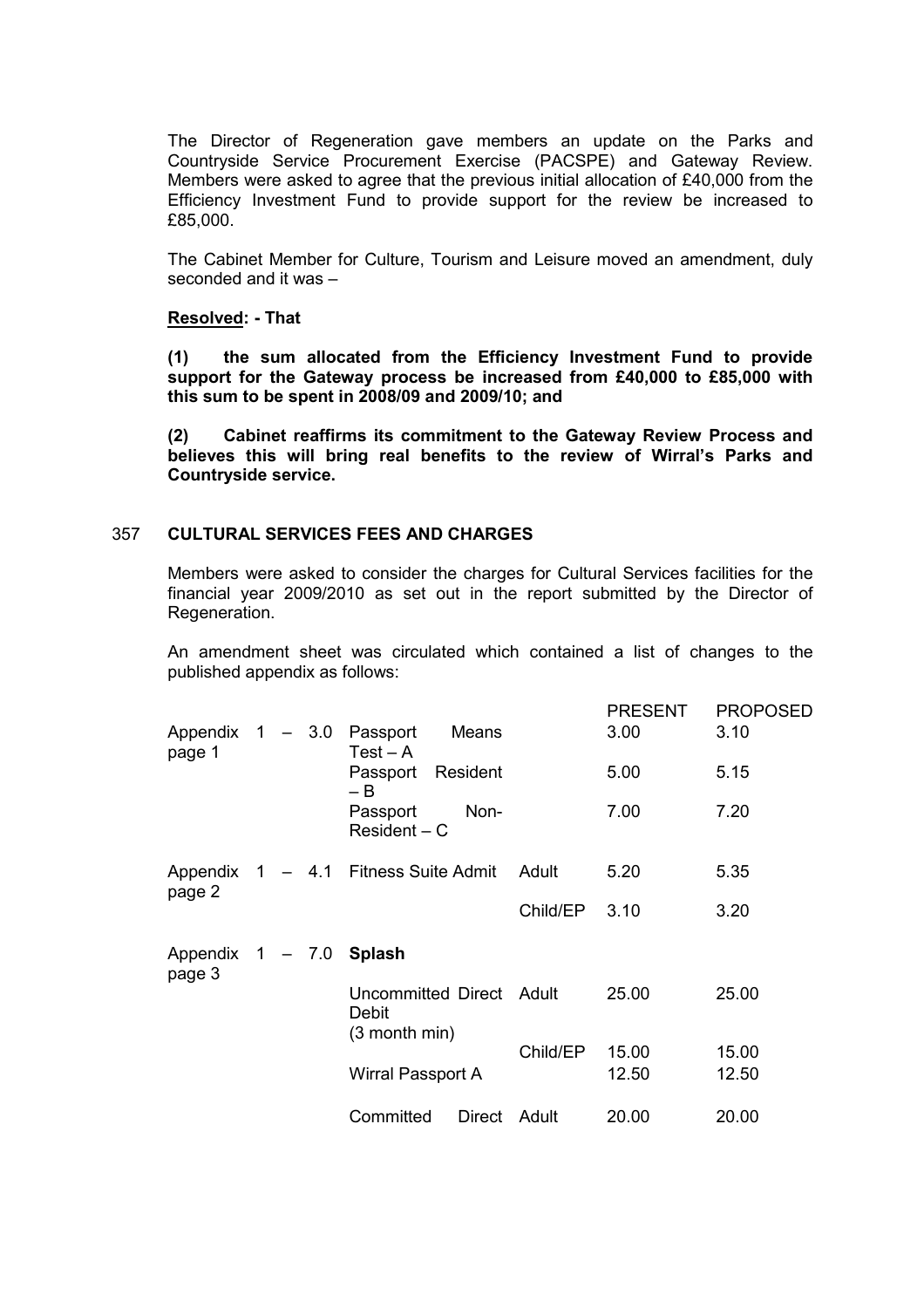The Director of Regeneration gave members an update on the Parks and Countryside Service Procurement Exercise (PACSPE) and Gateway Review. Members were asked to agree that the previous initial allocation of £40,000 from the Efficiency Investment Fund to provide support for the review be increased to £85,000.

The Cabinet Member for Culture, Tourism and Leisure moved an amendment, duly seconded and it was –

**Resolved: - That**

**(1) the sum allocated from the Efficiency Investment Fund to provide support for the Gateway process be increased from £40,000 to £85,000 with this sum to be spent in 2008/09 and 2009/10; and**

**(2) Cabinet reaffirms its commitment to the Gateway Review Process and believes this will bring real benefits to the review of Wirral's Parks and Countryside service.**

## 357 CULTURAL SERVICES FEES AND CHARGES

Members were asked to consider the charges for Cultural Services facilities for the financial year 2009/2010 as set out in the report submitted by the Director of Regeneration.

An amendment sheet was circulated which contained a list of changes to the published appendix as follows:

| | | | PRESENT | PROPOSED |
|---|---|---|---|---|
| Appendix 1 – 3.0 page 1 | Passport Means Test – A | | 3.00 | 3.10 |
| | Passport Resident – B | | 5.00 | 5.15 |
| | Passport Non-Resident – C | | 7.00 | 7.20 |
| Appendix 1 – 4.1 page 2 | Fitness Suite Admit | Adult | 5.20 | 5.35 |
| | | Child/EP | 3.10 | 3.20 |
| Appendix 1 – 7.0 page 3 | **Splash** | | | |
| | Uncommitted Direct Debit (3 month min) | Adult | 25.00 | 25.00 |
| | | Child/EP | 15.00 | 15.00 |
| | Wirral Passport A | | 12.50 | 12.50 |
| | Committed Direct | Adult | 20.00 | 20.00 |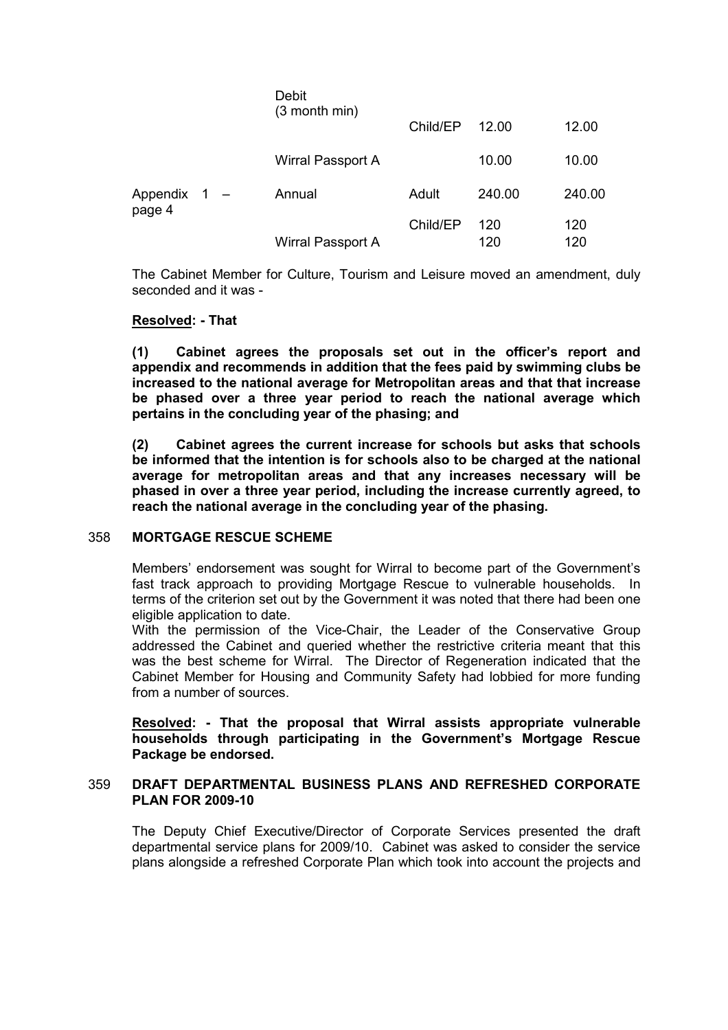| | | | | |
|---|---|---|---|---|
| | Debit (3 month min) | Child/EP | 12.00 | 12.00 |
| | Wirral Passport A | | 10.00 | 10.00 |
| Appendix 1 – page 4 | Annual | Adult | 240.00 | 240.00 |
| | | Child/EP | 120 | 120 |
| | Wirral Passport A | | 120 | 120 |

The Cabinet Member for Culture, Tourism and Leisure moved an amendment, duly seconded and it was -

**Resolved: - That**

**(1) Cabinet agrees the proposals set out in the officer's report and appendix and recommends in addition that the fees paid by swimming clubs be increased to the national average for Metropolitan areas and that that increase be phased over a three year period to reach the national average which pertains in the concluding year of the phasing; and**

**(2) Cabinet agrees the current increase for schools but asks that schools be informed that the intention is for schools also to be charged at the national average for metropolitan areas and that any increases necessary will be phased in over a three year period, including the increase currently agreed, to reach the national average in the concluding year of the phasing.**

## 358 MORTGAGE RESCUE SCHEME

Members' endorsement was sought for Wirral to become part of the Government's fast track approach to providing Mortgage Rescue to vulnerable households. In terms of the criterion set out by the Government it was noted that there had been one eligible application to date.

With the permission of the Vice-Chair, the Leader of the Conservative Group addressed the Cabinet and queried whether the restrictive criteria meant that this was the best scheme for Wirral. The Director of Regeneration indicated that the Cabinet Member for Housing and Community Safety had lobbied for more funding from a number of sources.

**Resolved: - That the proposal that Wirral assists appropriate vulnerable households through participating in the Government's Mortgage Rescue Package be endorsed.**

## 359 DRAFT DEPARTMENTAL BUSINESS PLANS AND REFRESHED CORPORATE PLAN FOR 2009-10

The Deputy Chief Executive/Director of Corporate Services presented the draft departmental service plans for 2009/10. Cabinet was asked to consider the service plans alongside a refreshed Corporate Plan which took into account the projects and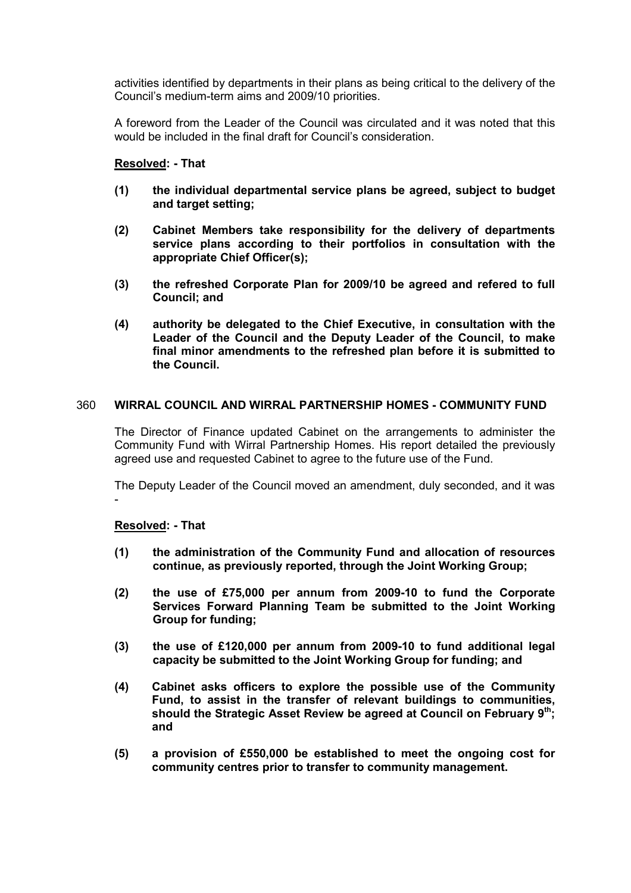activities identified by departments in their plans as being critical to the delivery of the Council's medium-term aims and 2009/10 priorities.

A foreword from the Leader of the Council was circulated and it was noted that this would be included in the final draft for Council's consideration.

**Resolved: - That**

**(1) the individual departmental service plans be agreed, subject to budget and target setting;**

**(2) Cabinet Members take responsibility for the delivery of departments service plans according to their portfolios in consultation with the appropriate Chief Officer(s);**

**(3) the refreshed Corporate Plan for 2009/10 be agreed and refered to full Council; and**

**(4) authority be delegated to the Chief Executive, in consultation with the Leader of the Council and the Deputy Leader of the Council, to make final minor amendments to the refreshed plan before it is submitted to the Council.**

## 360 WIRRAL COUNCIL AND WIRRAL PARTNERSHIP HOMES - COMMUNITY FUND

The Director of Finance updated Cabinet on the arrangements to administer the Community Fund with Wirral Partnership Homes. His report detailed the previously agreed use and requested Cabinet to agree to the future use of the Fund.

The Deputy Leader of the Council moved an amendment, duly seconded, and it was -

**Resolved: - That**

**(1) the administration of the Community Fund and allocation of resources continue, as previously reported, through the Joint Working Group;**

**(2) the use of £75,000 per annum from 2009-10 to fund the Corporate Services Forward Planning Team be submitted to the Joint Working Group for funding;**

**(3) the use of £120,000 per annum from 2009-10 to fund additional legal capacity be submitted to the Joint Working Group for funding; and**

**(4) Cabinet asks officers to explore the possible use of the Community Fund, to assist in the transfer of relevant buildings to communities, should the Strategic Asset Review be agreed at Council on February 9th; and**

**(5) a provision of £550,000 be established to meet the ongoing cost for community centres prior to transfer to community management.**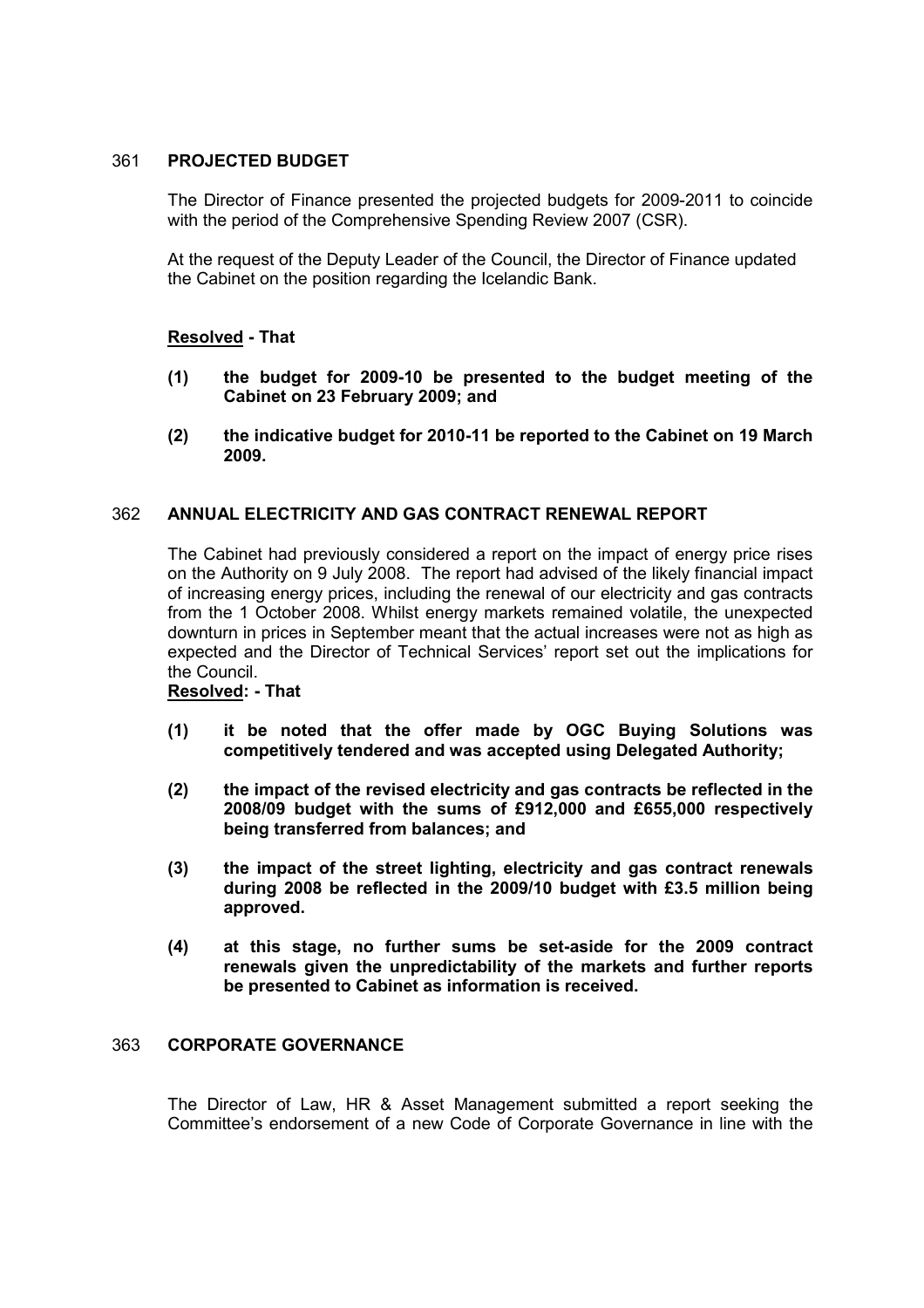## 361 PROJECTED BUDGET

The Director of Finance presented the projected budgets for 2009-2011 to coincide with the period of the Comprehensive Spending Review 2007 (CSR).

At the request of the Deputy Leader of the Council, the Director of Finance updated the Cabinet on the position regarding the Icelandic Bank.

**Resolved - That**

**(1) the budget for 2009-10 be presented to the budget meeting of the Cabinet on 23 February 2009; and**

**(2) the indicative budget for 2010-11 be reported to the Cabinet on 19 March 2009.**

## 362 ANNUAL ELECTRICITY AND GAS CONTRACT RENEWAL REPORT

The Cabinet had previously considered a report on the impact of energy price rises on the Authority on 9 July 2008. The report had advised of the likely financial impact of increasing energy prices, including the renewal of our electricity and gas contracts from the 1 October 2008. Whilst energy markets remained volatile, the unexpected downturn in prices in September meant that the actual increases were not as high as expected and the Director of Technical Services' report set out the implications for the Council.

**Resolved: - That**

**(1) it be noted that the offer made by OGC Buying Solutions was competitively tendered and was accepted using Delegated Authority;**

**(2) the impact of the revised electricity and gas contracts be reflected in the 2008/09 budget with the sums of £912,000 and £655,000 respectively being transferred from balances; and**

**(3) the impact of the street lighting, electricity and gas contract renewals during 2008 be reflected in the 2009/10 budget with £3.5 million being approved.**

**(4) at this stage, no further sums be set-aside for the 2009 contract renewals given the unpredictability of the markets and further reports be presented to Cabinet as information is received.**

## 363 CORPORATE GOVERNANCE

The Director of Law, HR & Asset Management submitted a report seeking the Committee's endorsement of a new Code of Corporate Governance in line with the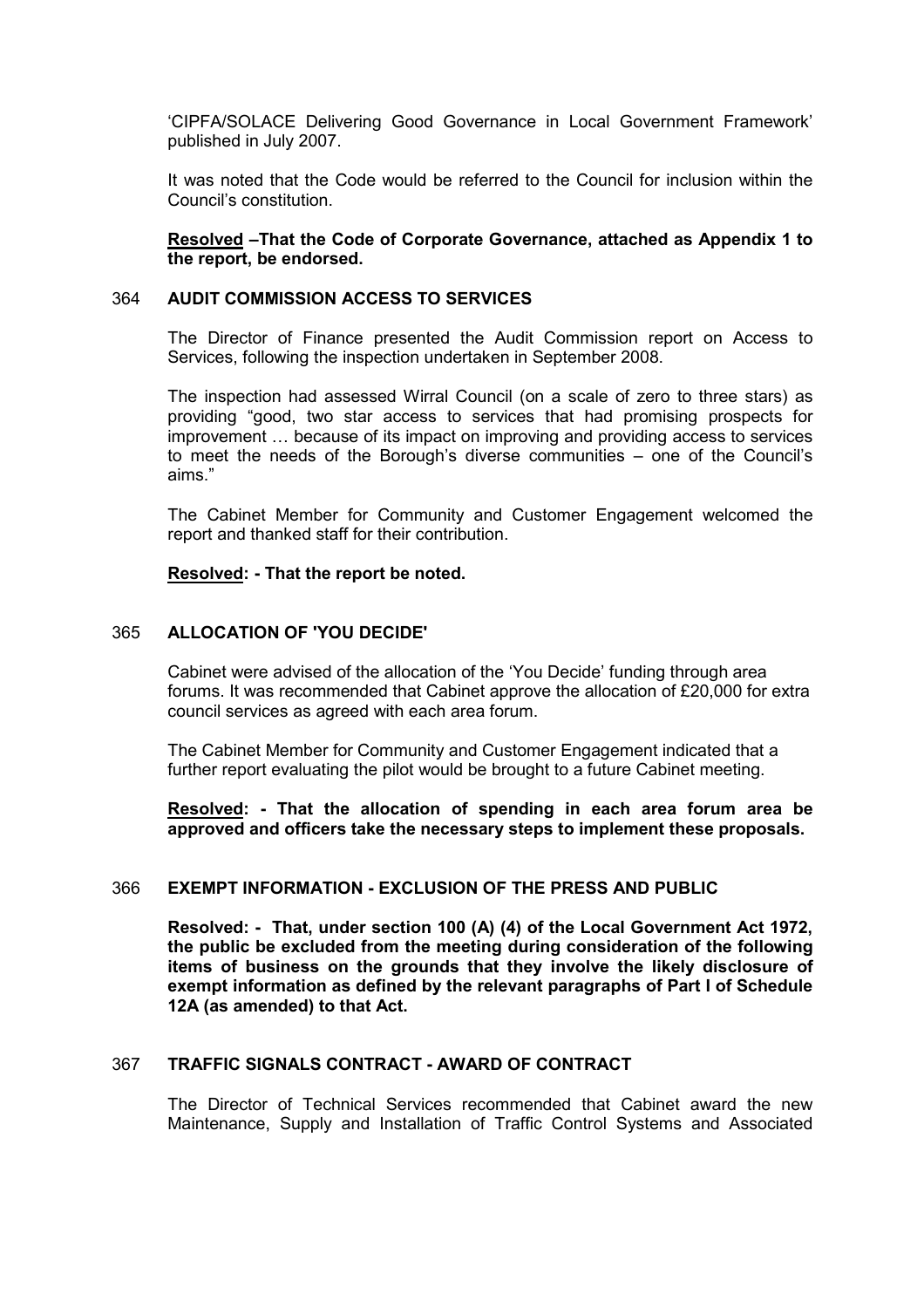'CIPFA/SOLACE Delivering Good Governance in Local Government Framework' published in July 2007.

It was noted that the Code would be referred to the Council for inclusion within the Council's constitution.

**Resolved –That the Code of Corporate Governance, attached as Appendix 1 to the report, be endorsed.**

## 364 AUDIT COMMISSION ACCESS TO SERVICES

The Director of Finance presented the Audit Commission report on Access to Services, following the inspection undertaken in September 2008.

The inspection had assessed Wirral Council (on a scale of zero to three stars) as providing "good, two star access to services that had promising prospects for improvement … because of its impact on improving and providing access to services to meet the needs of the Borough's diverse communities – one of the Council's aims."

The Cabinet Member for Community and Customer Engagement welcomed the report and thanked staff for their contribution.

**Resolved: - That the report be noted.**

## 365 ALLOCATION OF 'YOU DECIDE'

Cabinet were advised of the allocation of the 'You Decide' funding through area forums. It was recommended that Cabinet approve the allocation of £20,000 for extra council services as agreed with each area forum.

The Cabinet Member for Community and Customer Engagement indicated that a further report evaluating the pilot would be brought to a future Cabinet meeting.

**Resolved: - That the allocation of spending in each area forum area be approved and officers take the necessary steps to implement these proposals.**

## 366 EXEMPT INFORMATION - EXCLUSION OF THE PRESS AND PUBLIC

**Resolved: - That, under section 100 (A) (4) of the Local Government Act 1972, the public be excluded from the meeting during consideration of the following items of business on the grounds that they involve the likely disclosure of exempt information as defined by the relevant paragraphs of Part I of Schedule 12A (as amended) to that Act.**

## 367 TRAFFIC SIGNALS CONTRACT - AWARD OF CONTRACT

The Director of Technical Services recommended that Cabinet award the new Maintenance, Supply and Installation of Traffic Control Systems and Associated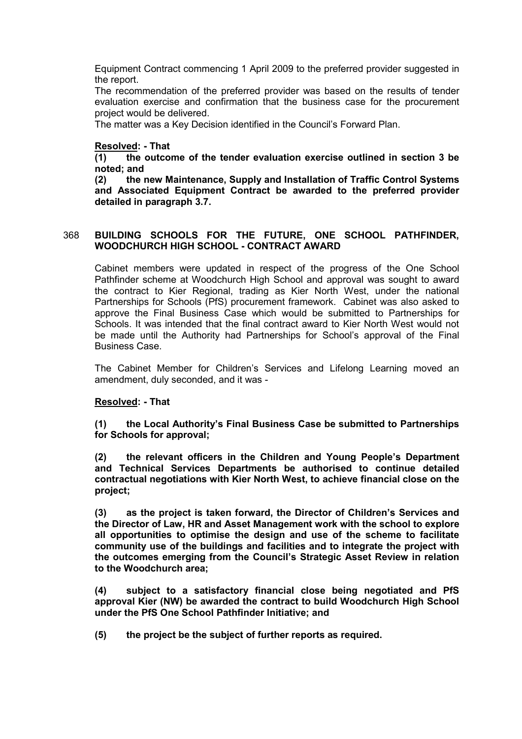Equipment Contract commencing 1 April 2009 to the preferred provider suggested in the report.

The recommendation of the preferred provider was based on the results of tender evaluation exercise and confirmation that the business case for the procurement project would be delivered.

The matter was a Key Decision identified in the Council's Forward Plan.

**Resolved: - That**

**(1) the outcome of the tender evaluation exercise outlined in section 3 be noted; and**

**(2) the new Maintenance, Supply and Installation of Traffic Control Systems and Associated Equipment Contract be awarded to the preferred provider detailed in paragraph 3.7.**

## 368 BUILDING SCHOOLS FOR THE FUTURE, ONE SCHOOL PATHFINDER, WOODCHURCH HIGH SCHOOL - CONTRACT AWARD

Cabinet members were updated in respect of the progress of the One School Pathfinder scheme at Woodchurch High School and approval was sought to award the contract to Kier Regional, trading as Kier North West, under the national Partnerships for Schools (PfS) procurement framework. Cabinet was also asked to approve the Final Business Case which would be submitted to Partnerships for Schools. It was intended that the final contract award to Kier North West would not be made until the Authority had Partnerships for School's approval of the Final Business Case.

The Cabinet Member for Children's Services and Lifelong Learning moved an amendment, duly seconded, and it was -

**Resolved: - That**

**(1) the Local Authority's Final Business Case be submitted to Partnerships for Schools for approval;**

**(2) the relevant officers in the Children and Young People's Department and Technical Services Departments be authorised to continue detailed contractual negotiations with Kier North West, to achieve financial close on the project;**

**(3) as the project is taken forward, the Director of Children's Services and the Director of Law, HR and Asset Management work with the school to explore all opportunities to optimise the design and use of the scheme to facilitate community use of the buildings and facilities and to integrate the project with the outcomes emerging from the Council's Strategic Asset Review in relation to the Woodchurch area;**

**(4) subject to a satisfactory financial close being negotiated and PfS approval Kier (NW) be awarded the contract to build Woodchurch High School under the PfS One School Pathfinder Initiative; and**

**(5) the project be the subject of further reports as required.**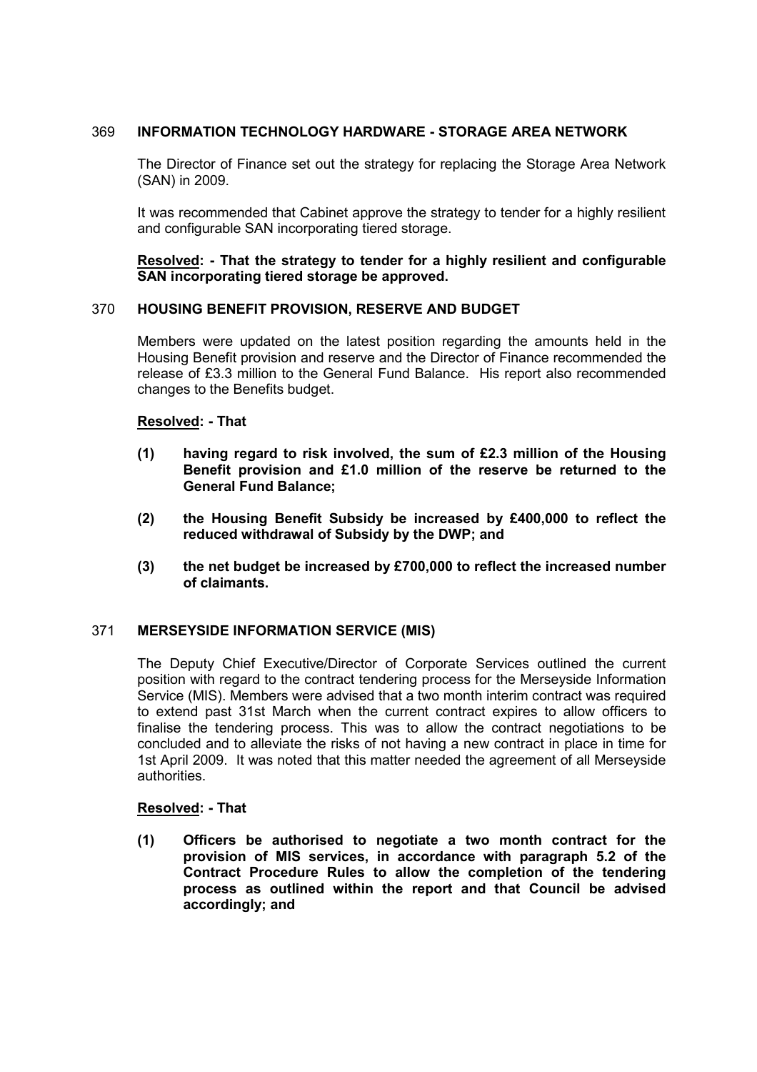## 369 INFORMATION TECHNOLOGY HARDWARE - STORAGE AREA NETWORK

The Director of Finance set out the strategy for replacing the Storage Area Network (SAN) in 2009.

It was recommended that Cabinet approve the strategy to tender for a highly resilient and configurable SAN incorporating tiered storage.

**Resolved: - That the strategy to tender for a highly resilient and configurable SAN incorporating tiered storage be approved.**

## 370 HOUSING BENEFIT PROVISION, RESERVE AND BUDGET

Members were updated on the latest position regarding the amounts held in the Housing Benefit provision and reserve and the Director of Finance recommended the release of £3.3 million to the General Fund Balance. His report also recommended changes to the Benefits budget.

**Resolved: - That**

**(1) having regard to risk involved, the sum of £2.3 million of the Housing Benefit provision and £1.0 million of the reserve be returned to the General Fund Balance;**

**(2) the Housing Benefit Subsidy be increased by £400,000 to reflect the reduced withdrawal of Subsidy by the DWP; and**

**(3) the net budget be increased by £700,000 to reflect the increased number of claimants.**

## 371 MERSEYSIDE INFORMATION SERVICE (MIS)

The Deputy Chief Executive/Director of Corporate Services outlined the current position with regard to the contract tendering process for the Merseyside Information Service (MIS). Members were advised that a two month interim contract was required to extend past 31st March when the current contract expires to allow officers to finalise the tendering process. This was to allow the contract negotiations to be concluded and to alleviate the risks of not having a new contract in place in time for 1st April 2009. It was noted that this matter needed the agreement of all Merseyside authorities.

**Resolved: - That**

**(1) Officers be authorised to negotiate a two month contract for the provision of MIS services, in accordance with paragraph 5.2 of the Contract Procedure Rules to allow the completion of the tendering process as outlined within the report and that Council be advised accordingly; and**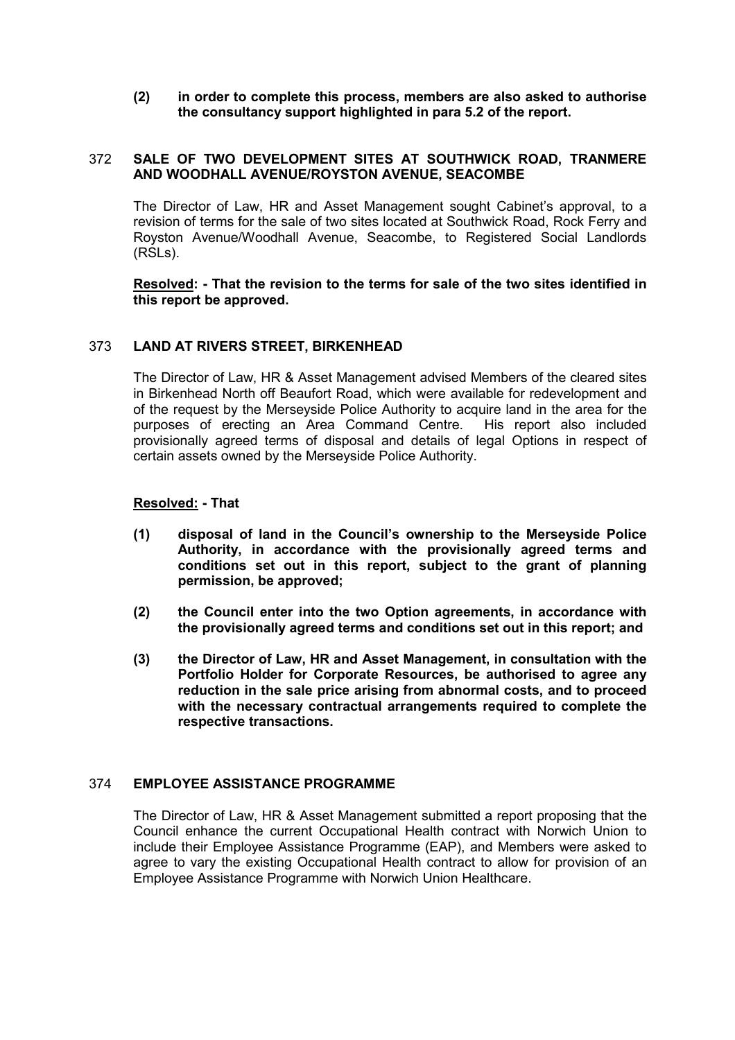**(2) in order to complete this process, members are also asked to authorise the consultancy support highlighted in para 5.2 of the report.**

## 372 SALE OF TWO DEVELOPMENT SITES AT SOUTHWICK ROAD, TRANMERE AND WOODHALL AVENUE/ROYSTON AVENUE, SEACOMBE

The Director of Law, HR and Asset Management sought Cabinet's approval, to a revision of terms for the sale of two sites located at Southwick Road, Rock Ferry and Royston Avenue/Woodhall Avenue, Seacombe, to Registered Social Landlords (RSLs).

**Resolved: - That the revision to the terms for sale of the two sites identified in this report be approved.**

## 373 LAND AT RIVERS STREET, BIRKENHEAD

The Director of Law, HR & Asset Management advised Members of the cleared sites in Birkenhead North off Beaufort Road, which were available for redevelopment and of the request by the Merseyside Police Authority to acquire land in the area for the purposes of erecting an Area Command Centre. His report also included provisionally agreed terms of disposal and details of legal Options in respect of certain assets owned by the Merseyside Police Authority.

**Resolved: - That**

**(1) disposal of land in the Council's ownership to the Merseyside Police Authority, in accordance with the provisionally agreed terms and conditions set out in this report, subject to the grant of planning permission, be approved;**

**(2) the Council enter into the two Option agreements, in accordance with the provisionally agreed terms and conditions set out in this report; and**

**(3) the Director of Law, HR and Asset Management, in consultation with the Portfolio Holder for Corporate Resources, be authorised to agree any reduction in the sale price arising from abnormal costs, and to proceed with the necessary contractual arrangements required to complete the respective transactions.**

## 374 EMPLOYEE ASSISTANCE PROGRAMME

The Director of Law, HR & Asset Management submitted a report proposing that the Council enhance the current Occupational Health contract with Norwich Union to include their Employee Assistance Programme (EAP), and Members were asked to agree to vary the existing Occupational Health contract to allow for provision of an Employee Assistance Programme with Norwich Union Healthcare.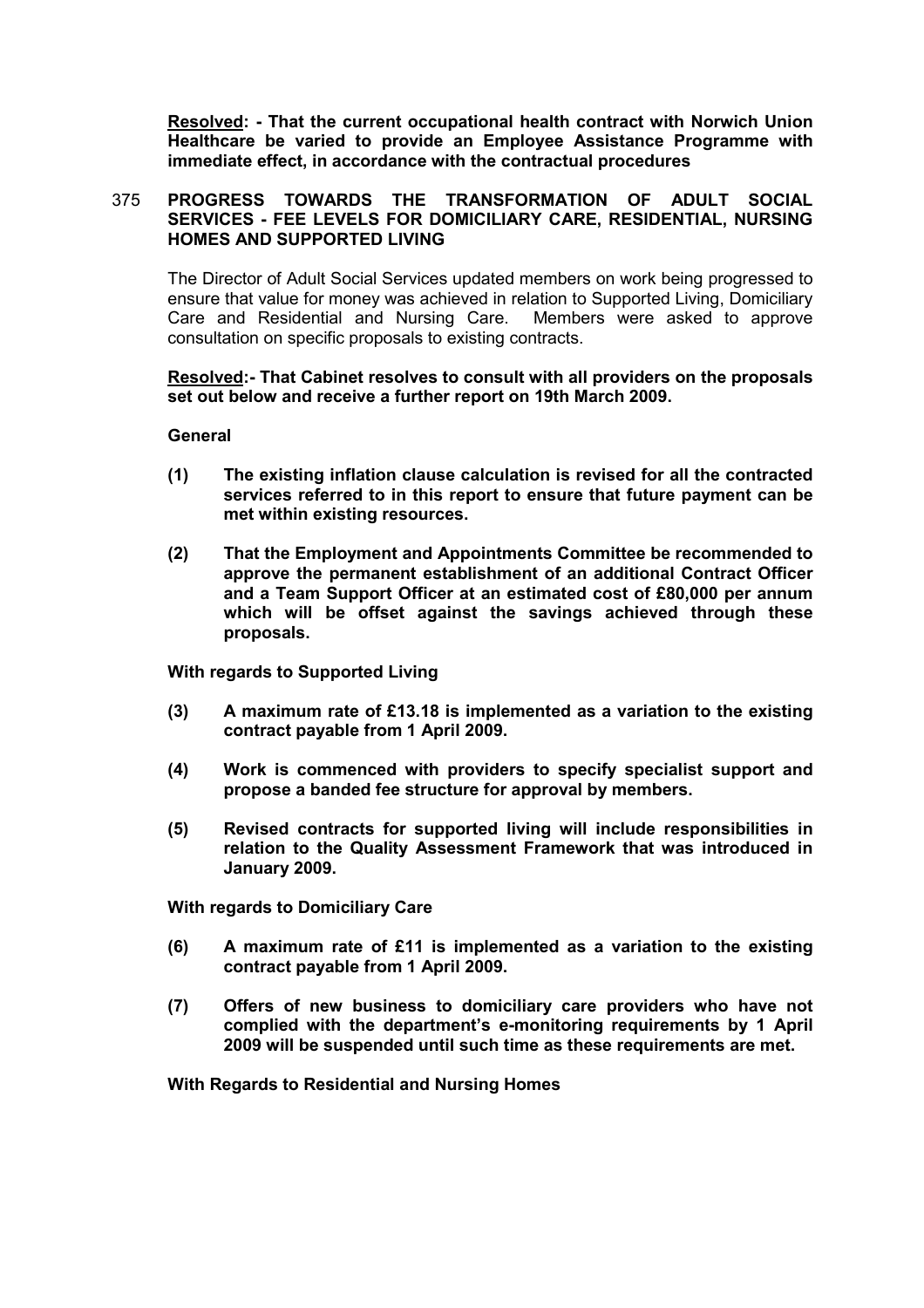**<u>Resolved</u>: - That the current occupational health contract with Norwich Union Healthcare be varied to provide an Employee Assistance Programme with immediate effect, in accordance with the contractual procedures**

375 **PROGRESS TOWARDS THE TRANSFORMATION OF ADULT SOCIAL SERVICES - FEE LEVELS FOR DOMICILIARY CARE, RESIDENTIAL, NURSING HOMES AND SUPPORTED LIVING**

The Director of Adult Social Services updated members on work being progressed to ensure that value for money was achieved in relation to Supported Living, Domiciliary Care and Residential and Nursing Care. Members were asked to approve consultation on specific proposals to existing contracts.

**<u>Resolved</u>:- That Cabinet resolves to consult with all providers on the proposals set out below and receive a further report on 19th March 2009.**

**General**

**(1) The existing inflation clause calculation is revised for all the contracted services referred to in this report to ensure that future payment can be met within existing resources.**

**(2) That the Employment and Appointments Committee be recommended to approve the permanent establishment of an additional Contract Officer and a Team Support Officer at an estimated cost of £80,000 per annum which will be offset against the savings achieved through these proposals.**

**With regards to Supported Living**

**(3) A maximum rate of £13.18 is implemented as a variation to the existing contract payable from 1 April 2009.**

**(4) Work is commenced with providers to specify specialist support and propose a banded fee structure for approval by members.**

**(5) Revised contracts for supported living will include responsibilities in relation to the Quality Assessment Framework that was introduced in January 2009.**

**With regards to Domiciliary Care**

**(6) A maximum rate of £11 is implemented as a variation to the existing contract payable from 1 April 2009.**

**(7) Offers of new business to domiciliary care providers who have not complied with the department's e-monitoring requirements by 1 April 2009 will be suspended until such time as these requirements are met.**

**With Regards to Residential and Nursing Homes**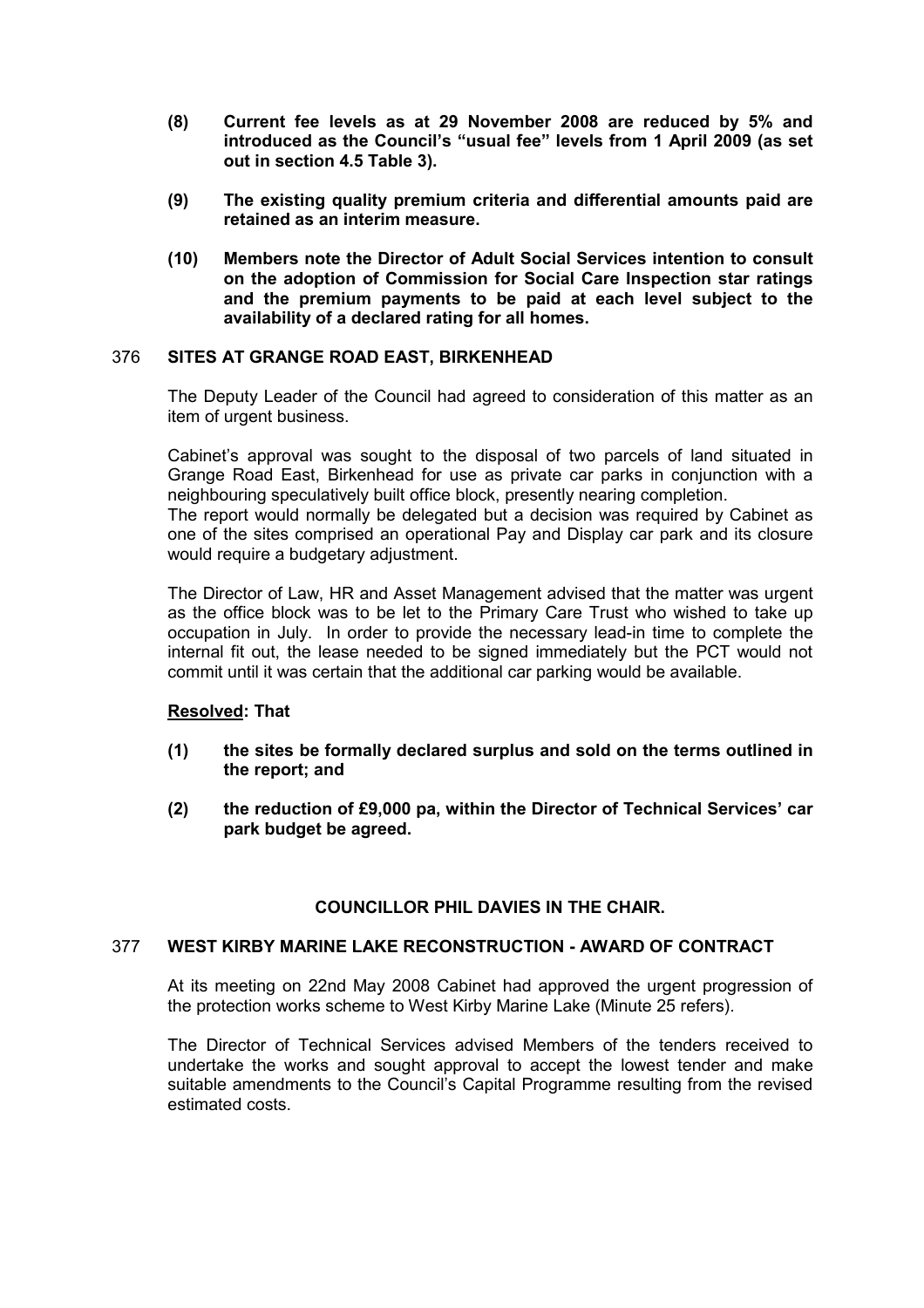**(8) Current fee levels as at 29 November 2008 are reduced by 5% and introduced as the Council's "usual fee" levels from 1 April 2009 (as set out in section 4.5 Table 3).**

**(9) The existing quality premium criteria and differential amounts paid are retained as an interim measure.**

**(10) Members note the Director of Adult Social Services intention to consult on the adoption of Commission for Social Care Inspection star ratings and the premium payments to be paid at each level subject to the availability of a declared rating for all homes.**

## 376 SITES AT GRANGE ROAD EAST, BIRKENHEAD

The Deputy Leader of the Council had agreed to consideration of this matter as an item of urgent business.

Cabinet's approval was sought to the disposal of two parcels of land situated in Grange Road East, Birkenhead for use as private car parks in conjunction with a neighbouring speculatively built office block, presently nearing completion.
The report would normally be delegated but a decision was required by Cabinet as one of the sites comprised an operational Pay and Display car park and its closure would require a budgetary adjustment.

The Director of Law, HR and Asset Management advised that the matter was urgent as the office block was to be let to the Primary Care Trust who wished to take up occupation in July. In order to provide the necessary lead-in time to complete the internal fit out, the lease needed to be signed immediately but the PCT would not commit until it was certain that the additional car parking would be available.

**Resolved: That**

**(1) the sites be formally declared surplus and sold on the terms outlined in the report; and**

**(2) the reduction of £9,000 pa, within the Director of Technical Services' car park budget be agreed.**

**COUNCILLOR PHIL DAVIES IN THE CHAIR.**

## 377 WEST KIRBY MARINE LAKE RECONSTRUCTION - AWARD OF CONTRACT

At its meeting on 22nd May 2008 Cabinet had approved the urgent progression of the protection works scheme to West Kirby Marine Lake (Minute 25 refers).

The Director of Technical Services advised Members of the tenders received to undertake the works and sought approval to accept the lowest tender and make suitable amendments to the Council's Capital Programme resulting from the revised estimated costs.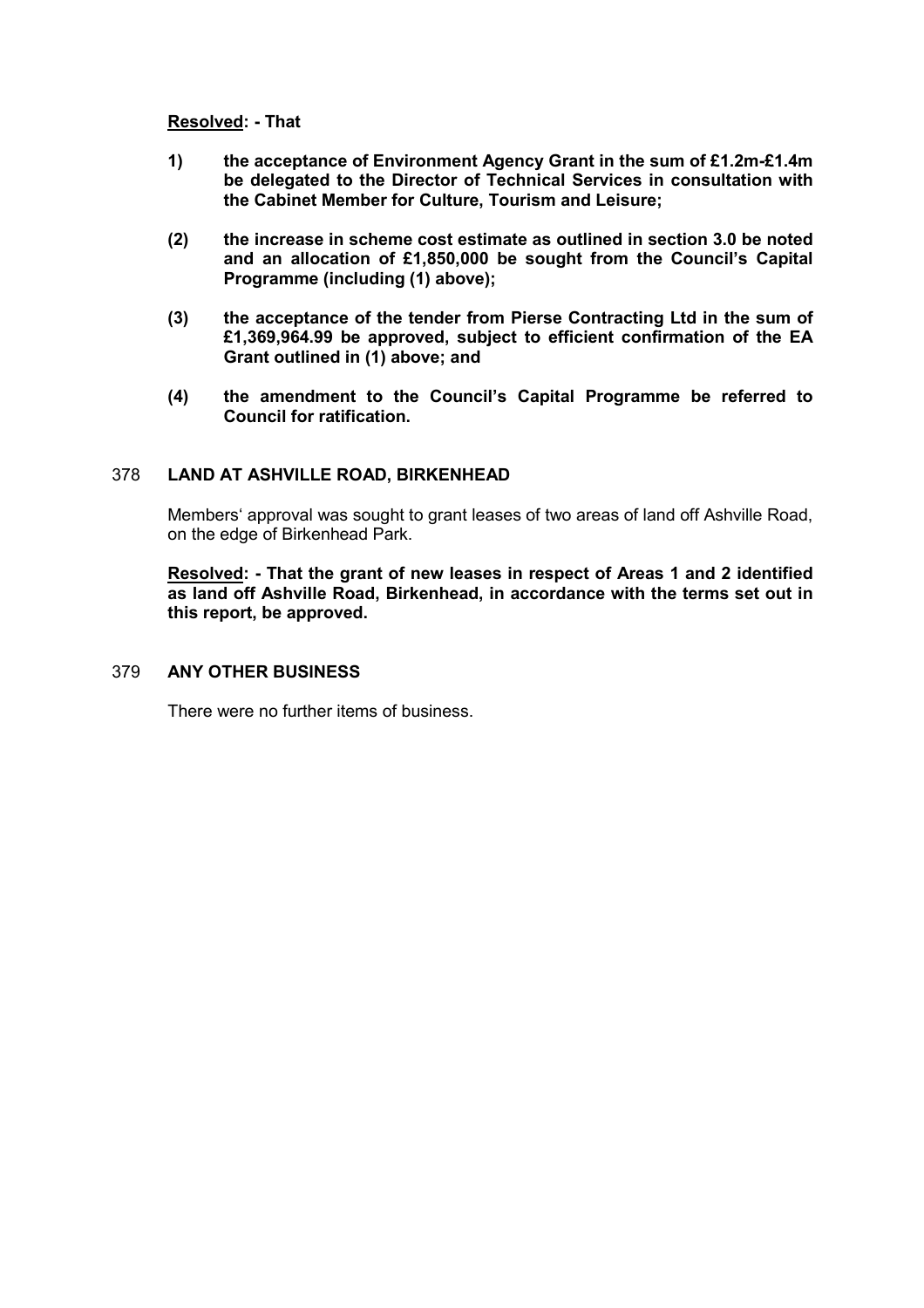**<u>Resolved</u>: - That**

**1) the acceptance of Environment Agency Grant in the sum of £1.2m-£1.4m be delegated to the Director of Technical Services in consultation with the Cabinet Member for Culture, Tourism and Leisure;**

**(2) the increase in scheme cost estimate as outlined in section 3.0 be noted and an allocation of £1,850,000 be sought from the Council's Capital Programme (including (1) above);**

**(3) the acceptance of the tender from Pierse Contracting Ltd in the sum of £1,369,964.99 be approved, subject to efficient confirmation of the EA Grant outlined in (1) above; and**

**(4) the amendment to the Council's Capital Programme be referred to Council for ratification.**

## 378 LAND AT ASHVILLE ROAD, BIRKENHEAD

Members' approval was sought to grant leases of two areas of land off Ashville Road, on the edge of Birkenhead Park.

**<u>Resolved</u>: - That the grant of new leases in respect of Areas 1 and 2 identified as land off Ashville Road, Birkenhead, in accordance with the terms set out in this report, be approved.**

## 379 ANY OTHER BUSINESS

There were no further items of business.